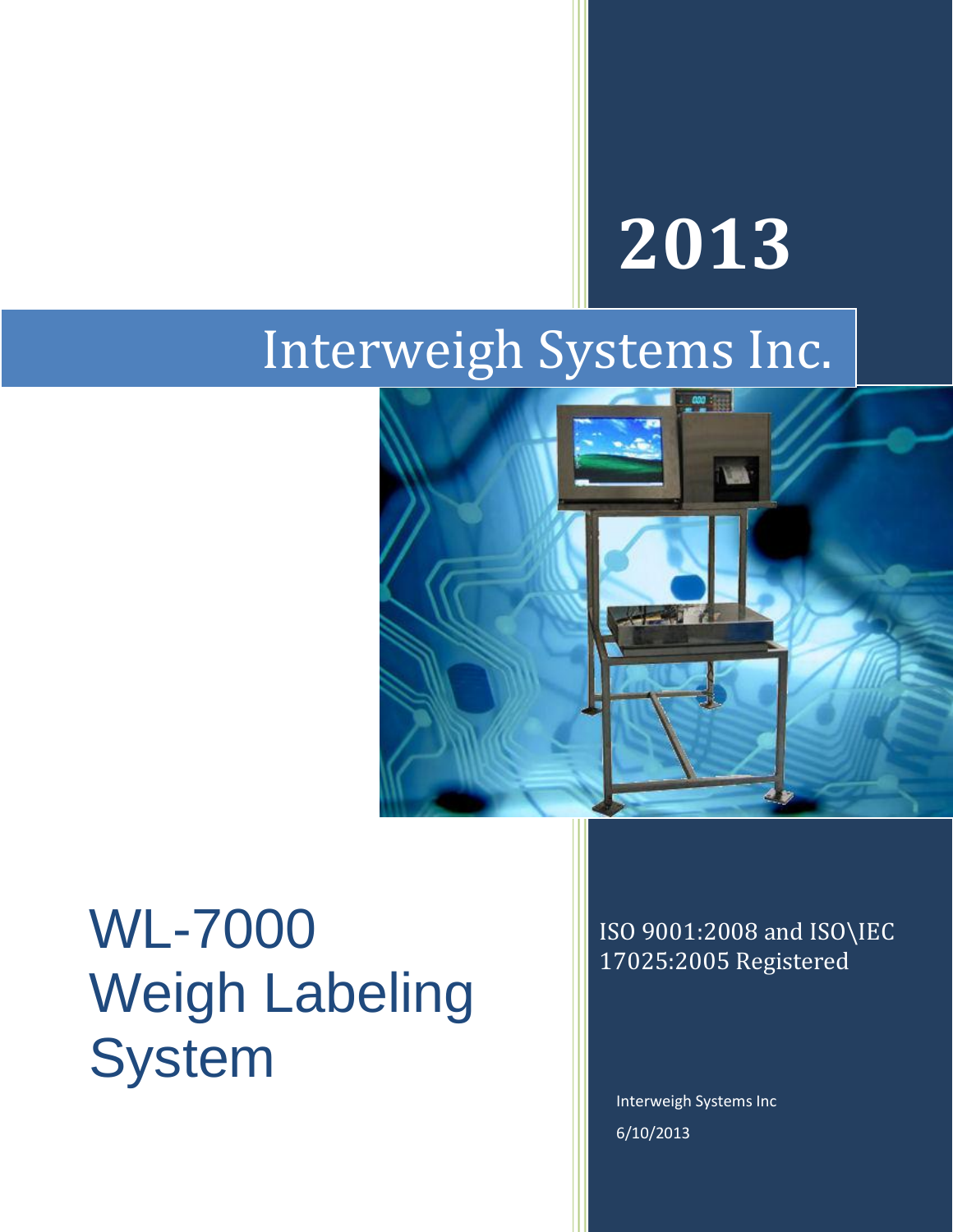# 2013

# Interweigh Systems Inc.

# WL-7000 Weigh Labeling System

ISO 9001:2008 and ISO\IEC 17025:2005 Registered

Interweigh Systems Inc

6/10/2013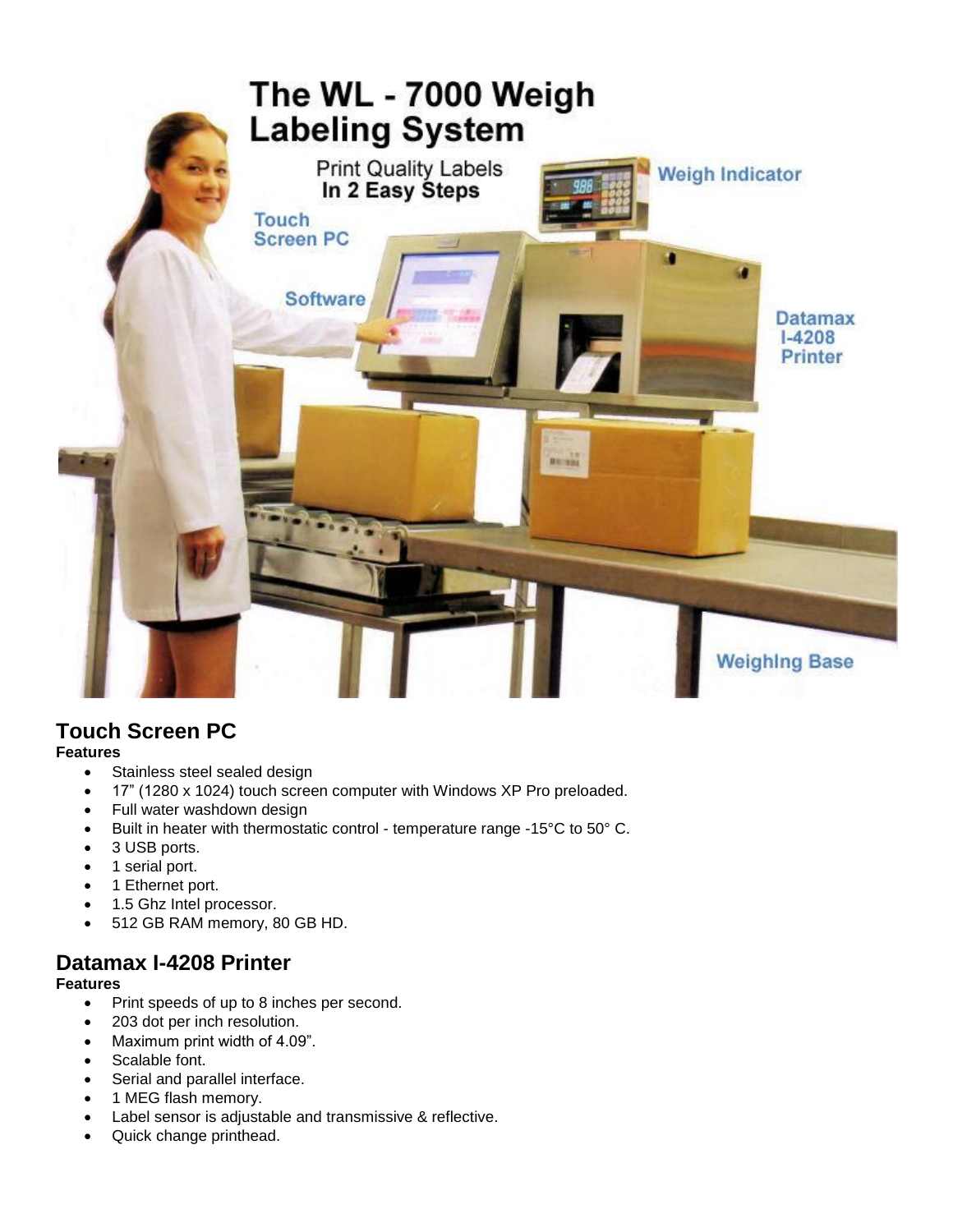## Touch Screen PC

**Features**

- Stainless steel sealed design
- 17" (1280 x 1024) touch screen computer with Windows XP Pro preloaded.
- Full water washdown design
- Built in heater with thermostatic control - temperature range -15°C to 50° C.
- 3 USB ports.
- 1 serial port.
- 1 Ethernet port.
- 1.5 Ghz Intel processor.
- 512 GB RAM memory, 80 GB HD.

## Datamax I-4208 Printer

**Features**

- Print speeds of up to 8 inches per second.
- 203 dot per inch resolution.
- Maximum print width of 4.09".
- Scalable font.
- Serial and parallel interface.
- 1 MEG flash memory.
- Label sensor is adjustable and transmissive & reflective.
- Quick change printhead.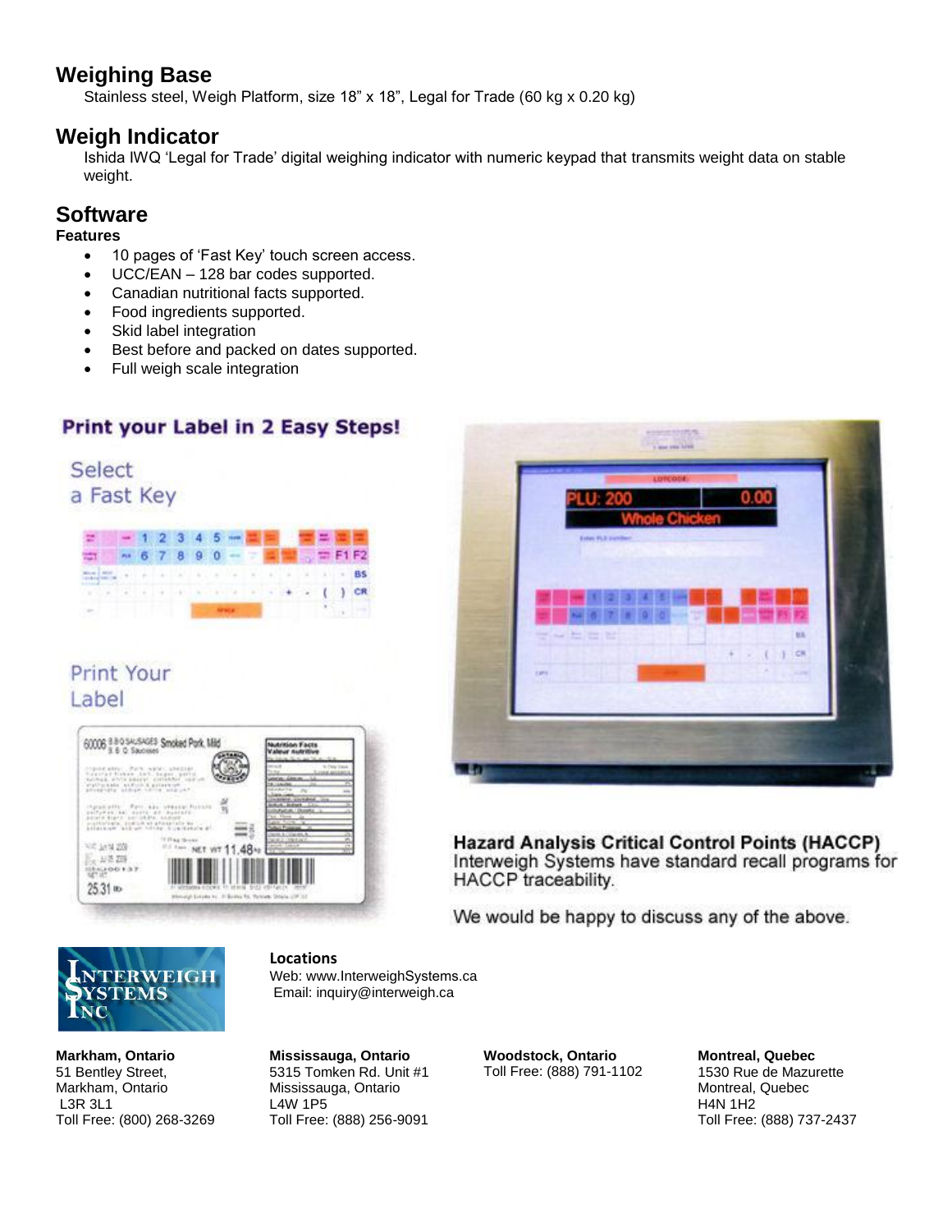## Weighing Base

Stainless steel, Weigh Platform, size 18" x 18", Legal for Trade (60 kg x 0.20 kg)

## Weigh Indicator

Ishida IWQ 'Legal for Trade' digital weighing indicator with numeric keypad that transmits weight data on stable weight.

## Software

**Features**

- 10 pages of 'Fast Key' touch screen access.
- UCC/EAN – 128 bar codes supported.
- Canadian nutritional facts supported.
- Food ingredients supported.
- Skid label integration
- Best before and packed on dates supported.
- Full weigh scale integration

**Print your Label in 2 Easy Steps!**

Select a Fast Key

Print Your Label

**Hazard Analysis Critical Control Points (HACCP)**
Interweigh Systems have standard recall programs for HACCP traceability.

We would be happy to discuss any of the above.

INTERWEIGH SYSTEMS INC

**Locations**
Web: www.InterweighSystems.ca
Email: inquiry@interweigh.ca

**Markham, Ontario**
51 Bentley Street,
Markham, Ontario
L3R 3L1
Toll Free: (800) 268-3269

**Mississauga, Ontario**
5315 Tomken Rd. Unit #1
Mississauga, Ontario
L4W 1P5
Toll Free: (888) 256-9091

**Woodstock, Ontario**
Toll Free: (888) 791-1102

**Montreal, Quebec**
1530 Rue de Mazurette
Montreal, Quebec
H4N 1H2
Toll Free: (888) 737-2437